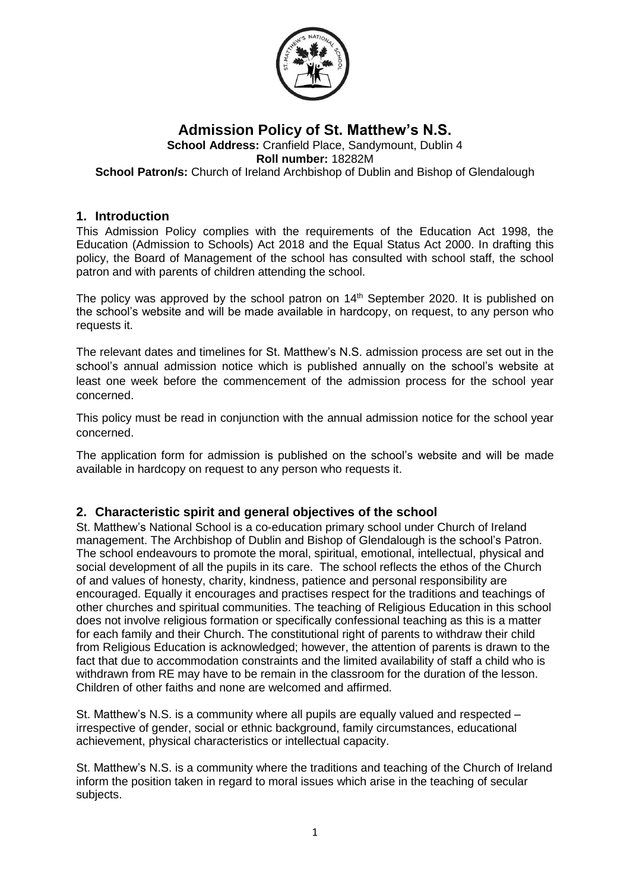# Admission Policy of St. Matthew's N.S.

**School Address:** Cranfield Place, Sandymount, Dublin 4
**Roll number:** 18282M
**School Patron/s:** Church of Ireland Archbishop of Dublin and Bishop of Glendalough

## 1. Introduction

This Admission Policy complies with the requirements of the Education Act 1998, the Education (Admission to Schools) Act 2018 and the Equal Status Act 2000. In drafting this policy, the Board of Management of the school has consulted with school staff, the school patron and with parents of children attending the school.

The policy was approved by the school patron on 14th September 2020. It is published on the school's website and will be made available in hardcopy, on request, to any person who requests it.

The relevant dates and timelines for St. Matthew's N.S. admission process are set out in the school's annual admission notice which is published annually on the school's website at least one week before the commencement of the admission process for the school year concerned.

This policy must be read in conjunction with the annual admission notice for the school year concerned.

The application form for admission is published on the school's website and will be made available in hardcopy on request to any person who requests it.

## 2. Characteristic spirit and general objectives of the school

St. Matthew's National School is a co-education primary school under Church of Ireland management. The Archbishop of Dublin and Bishop of Glendalough is the school's Patron. The school endeavours to promote the moral, spiritual, emotional, intellectual, physical and social development of all the pupils in its care. The school reflects the ethos of the Church of and values of honesty, charity, kindness, patience and personal responsibility are encouraged. Equally it encourages and practises respect for the traditions and teachings of other churches and spiritual communities. The teaching of Religious Education in this school does not involve religious formation or specifically confessional teaching as this is a matter for each family and their Church. The constitutional right of parents to withdraw their child from Religious Education is acknowledged; however, the attention of parents is drawn to the fact that due to accommodation constraints and the limited availability of staff a child who is withdrawn from RE may have to be remain in the classroom for the duration of the lesson. Children of other faiths and none are welcomed and affirmed.

St. Matthew's N.S. is a community where all pupils are equally valued and respected – irrespective of gender, social or ethnic background, family circumstances, educational achievement, physical characteristics or intellectual capacity.

St. Matthew's N.S. is a community where the traditions and teaching of the Church of Ireland inform the position taken in regard to moral issues which arise in the teaching of secular subjects.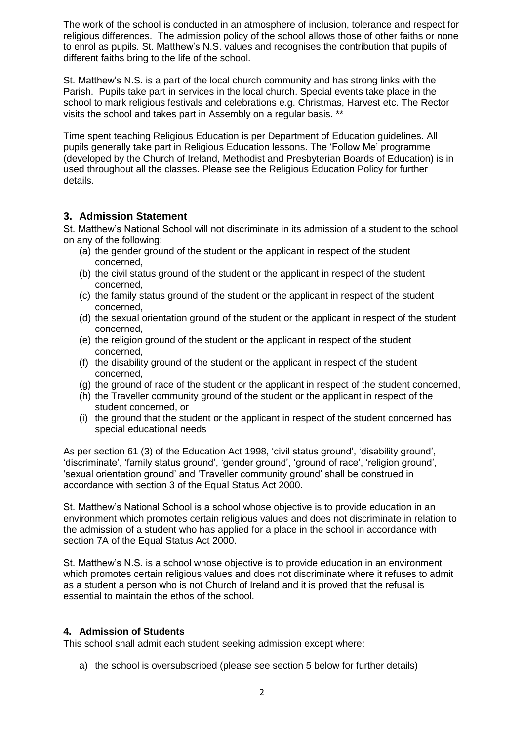The work of the school is conducted in an atmosphere of inclusion, tolerance and respect for religious differences. The admission policy of the school allows those of other faiths or none to enrol as pupils. St. Matthew's N.S. values and recognises the contribution that pupils of different faiths bring to the life of the school.

St. Matthew's N.S. is a part of the local church community and has strong links with the Parish. Pupils take part in services in the local church. Special events take place in the school to mark religious festivals and celebrations e.g. Christmas, Harvest etc. The Rector visits the school and takes part in Assembly on a regular basis. **

Time spent teaching Religious Education is per Department of Education guidelines. All pupils generally take part in Religious Education lessons. The 'Follow Me' programme (developed by the Church of Ireland, Methodist and Presbyterian Boards of Education) is in used throughout all the classes. Please see the Religious Education Policy for further details.

## 3. Admission Statement

St. Matthew's National School will not discriminate in its admission of a student to the school on any of the following:

(a) the gender ground of the student or the applicant in respect of the student concerned,
(b) the civil status ground of the student or the applicant in respect of the student concerned,
(c) the family status ground of the student or the applicant in respect of the student concerned,
(d) the sexual orientation ground of the student or the applicant in respect of the student concerned,
(e) the religion ground of the student or the applicant in respect of the student concerned,
(f) the disability ground of the student or the applicant in respect of the student concerned,
(g) the ground of race of the student or the applicant in respect of the student concerned,
(h) the Traveller community ground of the student or the applicant in respect of the student concerned, or
(i) the ground that the student or the applicant in respect of the student concerned has special educational needs

As per section 61 (3) of the Education Act 1998, 'civil status ground', 'disability ground', 'discriminate', 'family status ground', 'gender ground', 'ground of race', 'religion ground', 'sexual orientation ground' and 'Traveller community ground' shall be construed in accordance with section 3 of the Equal Status Act 2000.

St. Matthew's National School is a school whose objective is to provide education in an environment which promotes certain religious values and does not discriminate in relation to the admission of a student who has applied for a place in the school in accordance with section 7A of the Equal Status Act 2000.

St. Matthew's N.S. is a school whose objective is to provide education in an environment which promotes certain religious values and does not discriminate where it refuses to admit as a student a person who is not Church of Ireland and it is proved that the refusal is essential to maintain the ethos of the school.

## 4. Admission of Students

This school shall admit each student seeking admission except where:

a) the school is oversubscribed (please see section 5 below for further details)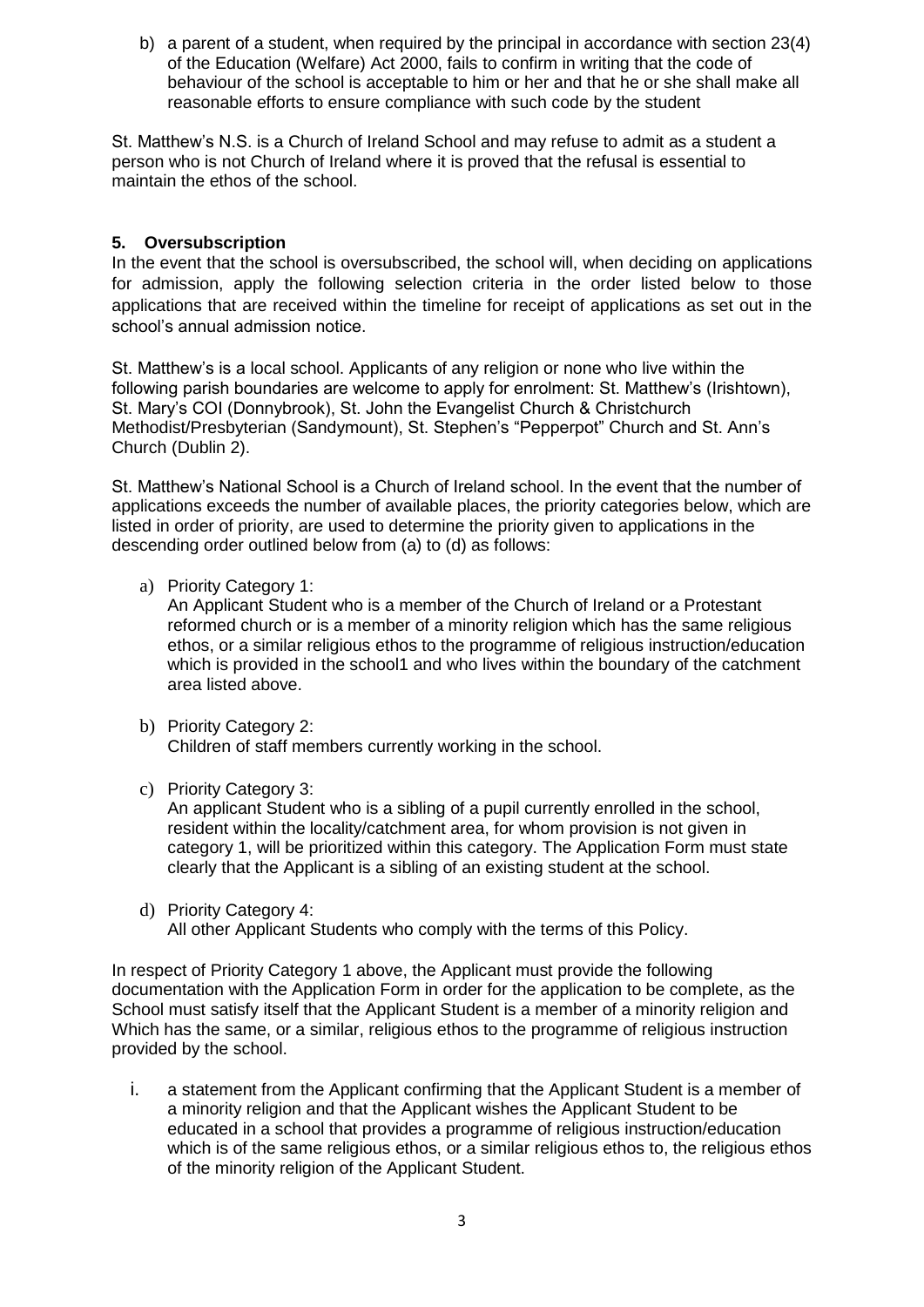b) a parent of a student, when required by the principal in accordance with section 23(4) of the Education (Welfare) Act 2000, fails to confirm in writing that the code of behaviour of the school is acceptable to him or her and that he or she shall make all reasonable efforts to ensure compliance with such code by the student

St. Matthew's N.S. is a Church of Ireland School and may refuse to admit as a student a person who is not Church of Ireland where it is proved that the refusal is essential to maintain the ethos of the school.

## 5. Oversubscription

In the event that the school is oversubscribed, the school will, when deciding on applications for admission, apply the following selection criteria in the order listed below to those applications that are received within the timeline for receipt of applications as set out in the school's annual admission notice.

St. Matthew's is a local school. Applicants of any religion or none who live within the following parish boundaries are welcome to apply for enrolment: St. Matthew's (Irishtown), St. Mary's COI (Donnybrook), St. John the Evangelist Church & Christchurch Methodist/Presbyterian (Sandymount), St. Stephen's "Pepperpot" Church and St. Ann's Church (Dublin 2).

St. Matthew's National School is a Church of Ireland school. In the event that the number of applications exceeds the number of available places, the priority categories below, which are listed in order of priority, are used to determine the priority given to applications in the descending order outlined below from (a) to (d) as follows:

a) Priority Category 1:
   An Applicant Student who is a member of the Church of Ireland or a Protestant reformed church or is a member of a minority religion which has the same religious ethos, or a similar religious ethos to the programme of religious instruction/education which is provided in the school1 and who lives within the boundary of the catchment area listed above.

b) Priority Category 2:
   Children of staff members currently working in the school.

c) Priority Category 3:
   An applicant Student who is a sibling of a pupil currently enrolled in the school, resident within the locality/catchment area, for whom provision is not given in category 1, will be prioritized within this category. The Application Form must state clearly that the Applicant is a sibling of an existing student at the school.

d) Priority Category 4:
   All other Applicant Students who comply with the terms of this Policy.

In respect of Priority Category 1 above, the Applicant must provide the following documentation with the Application Form in order for the application to be complete, as the School must satisfy itself that the Applicant Student is a member of a minority religion and Which has the same, or a similar, religious ethos to the programme of religious instruction provided by the school.

i. a statement from the Applicant confirming that the Applicant Student is a member of a minority religion and that the Applicant wishes the Applicant Student to be educated in a school that provides a programme of religious instruction/education which is of the same religious ethos, or a similar religious ethos to, the religious ethos of the minority religion of the Applicant Student.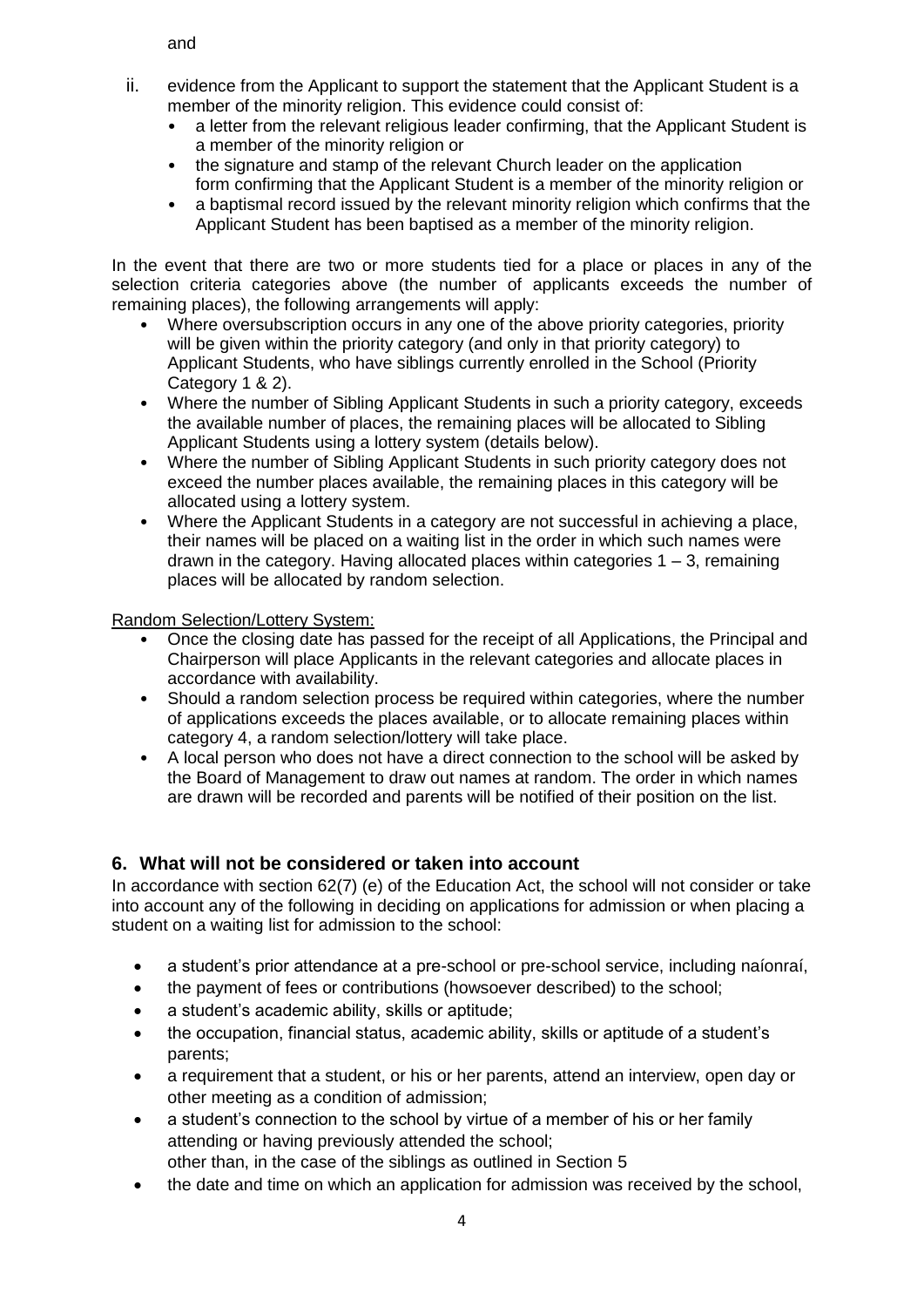and

ii. evidence from the Applicant to support the statement that the Applicant Student is a member of the minority religion. This evidence could consist of:
   - a letter from the relevant religious leader confirming, that the Applicant Student is a member of the minority religion or
   - the signature and stamp of the relevant Church leader on the application form confirming that the Applicant Student is a member of the minority religion or
   - a baptismal record issued by the relevant minority religion which confirms that the Applicant Student has been baptised as a member of the minority religion.

In the event that there are two or more students tied for a place or places in any of the selection criteria categories above (the number of applicants exceeds the number of remaining places), the following arrangements will apply:

- Where oversubscription occurs in any one of the above priority categories, priority will be given within the priority category (and only in that priority category) to Applicant Students, who have siblings currently enrolled in the School (Priority Category 1 & 2).
- Where the number of Sibling Applicant Students in such a priority category, exceeds the available number of places, the remaining places will be allocated to Sibling Applicant Students using a lottery system (details below).
- Where the number of Sibling Applicant Students in such priority category does not exceed the number places available, the remaining places in this category will be allocated using a lottery system.
- Where the Applicant Students in a category are not successful in achieving a place, their names will be placed on a waiting list in the order in which such names were drawn in the category. Having allocated places within categories 1 – 3, remaining places will be allocated by random selection.

Random Selection/Lottery System:

- Once the closing date has passed for the receipt of all Applications, the Principal and Chairperson will place Applicants in the relevant categories and allocate places in accordance with availability.
- Should a random selection process be required within categories, where the number of applications exceeds the places available, or to allocate remaining places within category 4, a random selection/lottery will take place.
- A local person who does not have a direct connection to the school will be asked by the Board of Management to draw out names at random. The order in which names are drawn will be recorded and parents will be notified of their position on the list.

## 6. What will not be considered or taken into account

In accordance with section 62(7) (e) of the Education Act, the school will not consider or take into account any of the following in deciding on applications for admission or when placing a student on a waiting list for admission to the school:

- a student's prior attendance at a pre-school or pre-school service, including naíonraí,
- the payment of fees or contributions (howsoever described) to the school;
- a student's academic ability, skills or aptitude;
- the occupation, financial status, academic ability, skills or aptitude of a student's parents;
- a requirement that a student, or his or her parents, attend an interview, open day or other meeting as a condition of admission;
- a student's connection to the school by virtue of a member of his or her family attending or having previously attended the school;
  other than, in the case of the siblings as outlined in Section 5
- the date and time on which an application for admission was received by the school,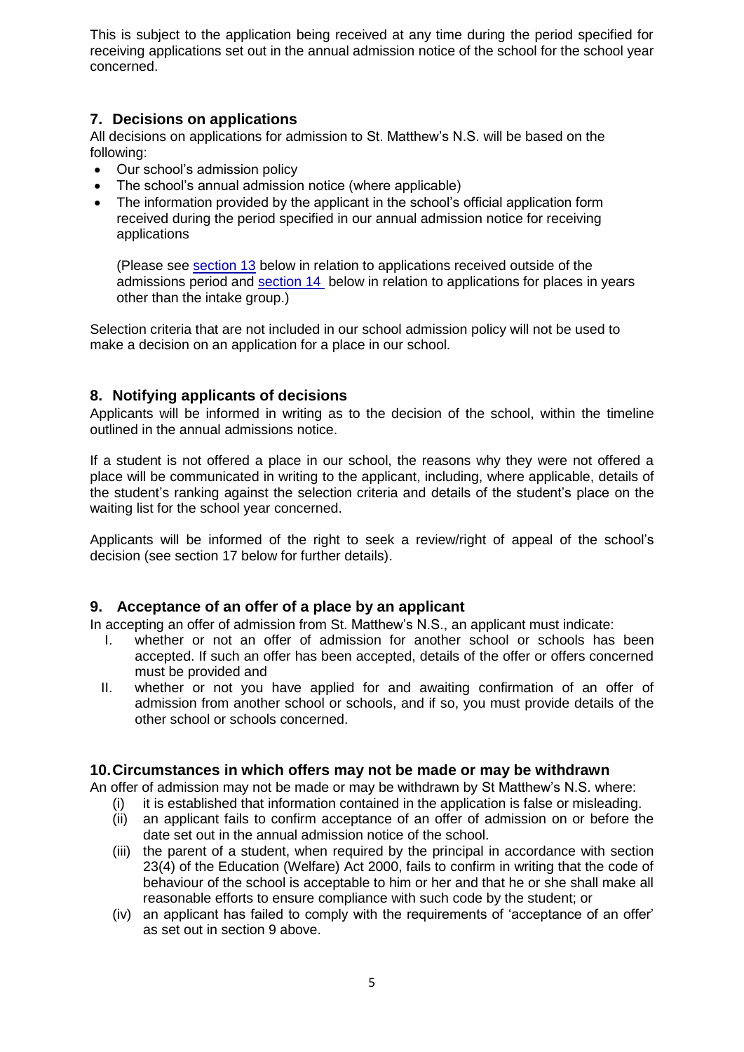This is subject to the application being received at any time during the period specified for receiving applications set out in the annual admission notice of the school for the school year concerned.

## 7. Decisions on applications

All decisions on applications for admission to St. Matthew's N.S. will be based on the following:

- Our school's admission policy
- The school's annual admission notice (where applicable)
- The information provided by the applicant in the school's official application form received during the period specified in our annual admission notice for receiving applications

  (Please see section 13 below in relation to applications received outside of the admissions period and section 14 below in relation to applications for places in years other than the intake group.)

Selection criteria that are not included in our school admission policy will not be used to make a decision on an application for a place in our school.

## 8. Notifying applicants of decisions

Applicants will be informed in writing as to the decision of the school, within the timeline outlined in the annual admissions notice.

If a student is not offered a place in our school, the reasons why they were not offered a place will be communicated in writing to the applicant, including, where applicable, details of the student's ranking against the selection criteria and details of the student's place on the waiting list for the school year concerned.

Applicants will be informed of the right to seek a review/right of appeal of the school's decision (see section 17 below for further details).

## 9. Acceptance of an offer of a place by an applicant

In accepting an offer of admission from St. Matthew's N.S., an applicant must indicate:

I. whether or not an offer of admission for another school or schools has been accepted. If such an offer has been accepted, details of the offer or offers concerned must be provided and

II. whether or not you have applied for and awaiting confirmation of an offer of admission from another school or schools, and if so, you must provide details of the other school or schools concerned.

## 10. Circumstances in which offers may not be made or may be withdrawn

An offer of admission may not be made or may be withdrawn by St Matthew's N.S. where:

(i) it is established that information contained in the application is false or misleading.

(ii) an applicant fails to confirm acceptance of an offer of admission on or before the date set out in the annual admission notice of the school.

(iii) the parent of a student, when required by the principal in accordance with section 23(4) of the Education (Welfare) Act 2000, fails to confirm in writing that the code of behaviour of the school is acceptable to him or her and that he or she shall make all reasonable efforts to ensure compliance with such code by the student; or

(iv) an applicant has failed to comply with the requirements of 'acceptance of an offer' as set out in section 9 above.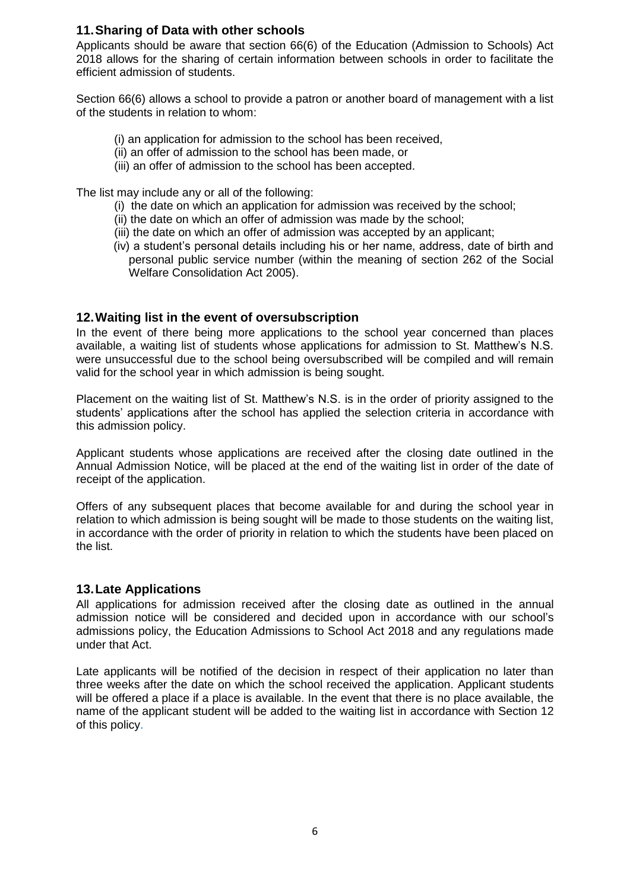## 11. Sharing of Data with other schools

Applicants should be aware that section 66(6) of the Education (Admission to Schools) Act 2018 allows for the sharing of certain information between schools in order to facilitate the efficient admission of students.

Section 66(6) allows a school to provide a patron or another board of management with a list of the students in relation to whom:

(i) an application for admission to the school has been received,
(ii) an offer of admission to the school has been made, or
(iii) an offer of admission to the school has been accepted.

The list may include any or all of the following:

(i) the date on which an application for admission was received by the school;
(ii) the date on which an offer of admission was made by the school;
(iii) the date on which an offer of admission was accepted by an applicant;
(iv) a student's personal details including his or her name, address, date of birth and personal public service number (within the meaning of section 262 of the Social Welfare Consolidation Act 2005).

## 12. Waiting list in the event of oversubscription

In the event of there being more applications to the school year concerned than places available, a waiting list of students whose applications for admission to St. Matthew's N.S. were unsuccessful due to the school being oversubscribed will be compiled and will remain valid for the school year in which admission is being sought.

Placement on the waiting list of St. Matthew's N.S. is in the order of priority assigned to the students' applications after the school has applied the selection criteria in accordance with this admission policy.

Applicant students whose applications are received after the closing date outlined in the Annual Admission Notice, will be placed at the end of the waiting list in order of the date of receipt of the application.

Offers of any subsequent places that become available for and during the school year in relation to which admission is being sought will be made to those students on the waiting list, in accordance with the order of priority in relation to which the students have been placed on the list.

## 13. Late Applications

All applications for admission received after the closing date as outlined in the annual admission notice will be considered and decided upon in accordance with our school's admissions policy, the Education Admissions to School Act 2018 and any regulations made under that Act.

Late applicants will be notified of the decision in respect of their application no later than three weeks after the date on which the school received the application. Applicant students will be offered a place if a place is available. In the event that there is no place available, the name of the applicant student will be added to the waiting list in accordance with Section 12 of this policy.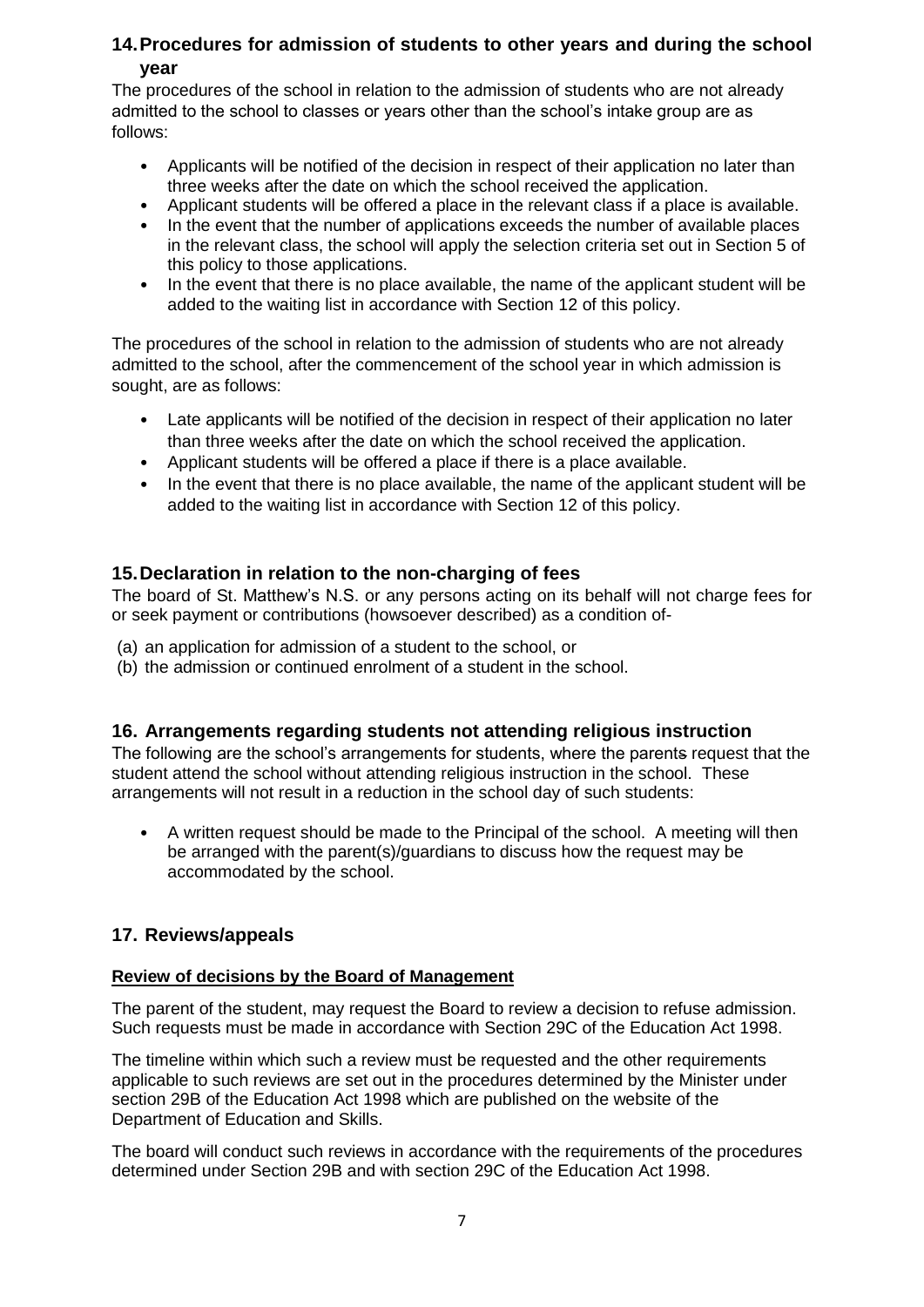## 14. Procedures for admission of students to other years and during the school year

The procedures of the school in relation to the admission of students who are not already admitted to the school to classes or years other than the school's intake group are as follows:

- Applicants will be notified of the decision in respect of their application no later than three weeks after the date on which the school received the application.
- Applicant students will be offered a place in the relevant class if a place is available.
- In the event that the number of applications exceeds the number of available places in the relevant class, the school will apply the selection criteria set out in Section 5 of this policy to those applications.
- In the event that there is no place available, the name of the applicant student will be added to the waiting list in accordance with Section 12 of this policy.

The procedures of the school in relation to the admission of students who are not already admitted to the school, after the commencement of the school year in which admission is sought, are as follows:

- Late applicants will be notified of the decision in respect of their application no later than three weeks after the date on which the school received the application.
- Applicant students will be offered a place if there is a place available.
- In the event that there is no place available, the name of the applicant student will be added to the waiting list in accordance with Section 12 of this policy.

## 15. Declaration in relation to the non-charging of fees

The board of St. Matthew's N.S. or any persons acting on its behalf will not charge fees for or seek payment or contributions (howsoever described) as a condition of-

(a) an application for admission of a student to the school, or
(b) the admission or continued enrolment of a student in the school.

## 16. Arrangements regarding students not attending religious instruction

The following are the school's arrangements for students, where the parents request that the student attend the school without attending religious instruction in the school. These arrangements will not result in a reduction in the school day of such students:

- A written request should be made to the Principal of the school. A meeting will then be arranged with the parent(s)/guardians to discuss how the request may be accommodated by the school.

## 17. Reviews/appeals

**Review of decisions by the Board of Management**

The parent of the student, may request the Board to review a decision to refuse admission. Such requests must be made in accordance with Section 29C of the Education Act 1998.

The timeline within which such a review must be requested and the other requirements applicable to such reviews are set out in the procedures determined by the Minister under section 29B of the Education Act 1998 which are published on the website of the Department of Education and Skills.

The board will conduct such reviews in accordance with the requirements of the procedures determined under Section 29B and with section 29C of the Education Act 1998.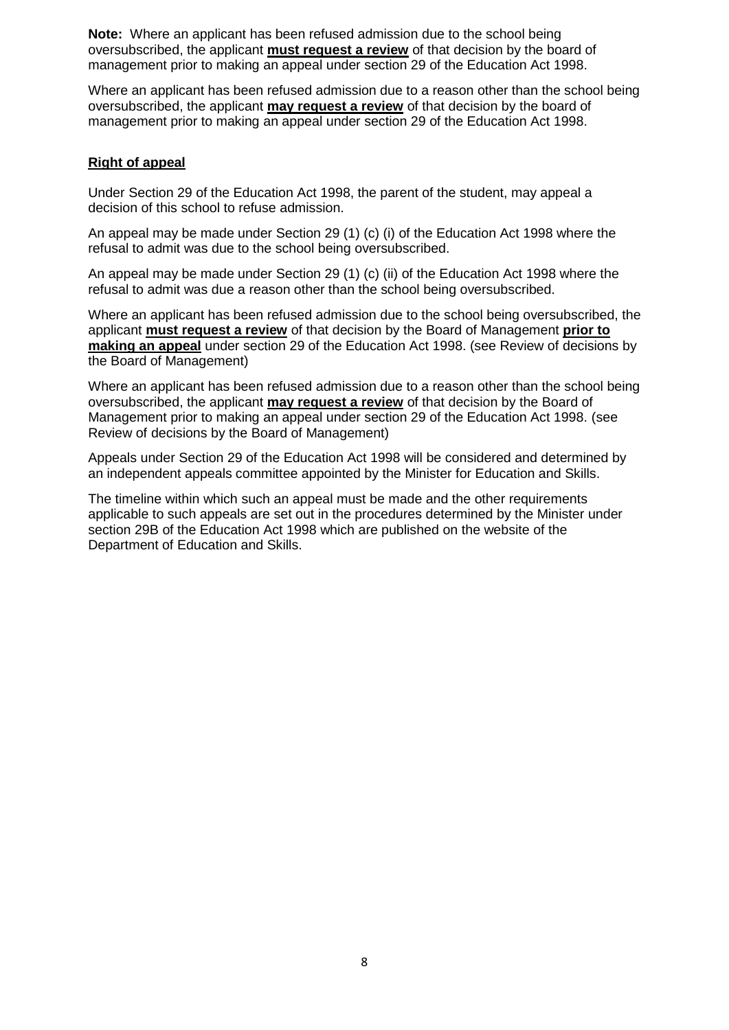**Note:** Where an applicant has been refused admission due to the school being oversubscribed, the applicant **must request a review** of that decision by the board of management prior to making an appeal under section 29 of the Education Act 1998.

Where an applicant has been refused admission due to a reason other than the school being oversubscribed, the applicant **may request a review** of that decision by the board of management prior to making an appeal under section 29 of the Education Act 1998.

**Right of appeal**

Under Section 29 of the Education Act 1998, the parent of the student, may appeal a decision of this school to refuse admission.

An appeal may be made under Section 29 (1) (c) (i) of the Education Act 1998 where the refusal to admit was due to the school being oversubscribed.

An appeal may be made under Section 29 (1) (c) (ii) of the Education Act 1998 where the refusal to admit was due a reason other than the school being oversubscribed.

Where an applicant has been refused admission due to the school being oversubscribed, the applicant **must request a review** of that decision by the Board of Management **prior to making an appeal** under section 29 of the Education Act 1998. (see Review of decisions by the Board of Management)

Where an applicant has been refused admission due to a reason other than the school being oversubscribed, the applicant **may request a review** of that decision by the Board of Management prior to making an appeal under section 29 of the Education Act 1998. (see Review of decisions by the Board of Management)

Appeals under Section 29 of the Education Act 1998 will be considered and determined by an independent appeals committee appointed by the Minister for Education and Skills.

The timeline within which such an appeal must be made and the other requirements applicable to such appeals are set out in the procedures determined by the Minister under section 29B of the Education Act 1998 which are published on the website of the Department of Education and Skills.